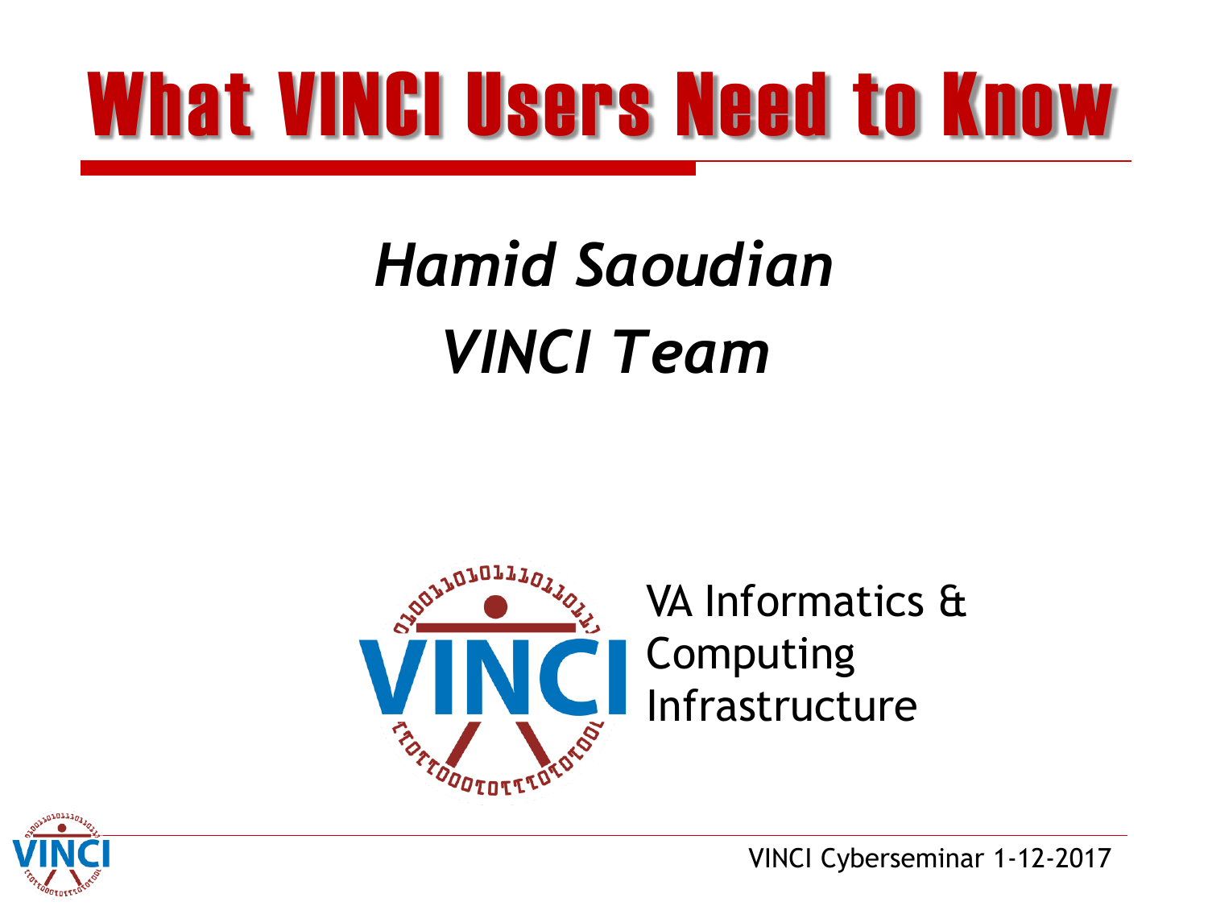# What VINCI Users Need to Know

*Hamid Saoudian*

*VINCI Team*

VA Informatics & Computing Infrastructure

VINCI Cyberseminar 1-12-2017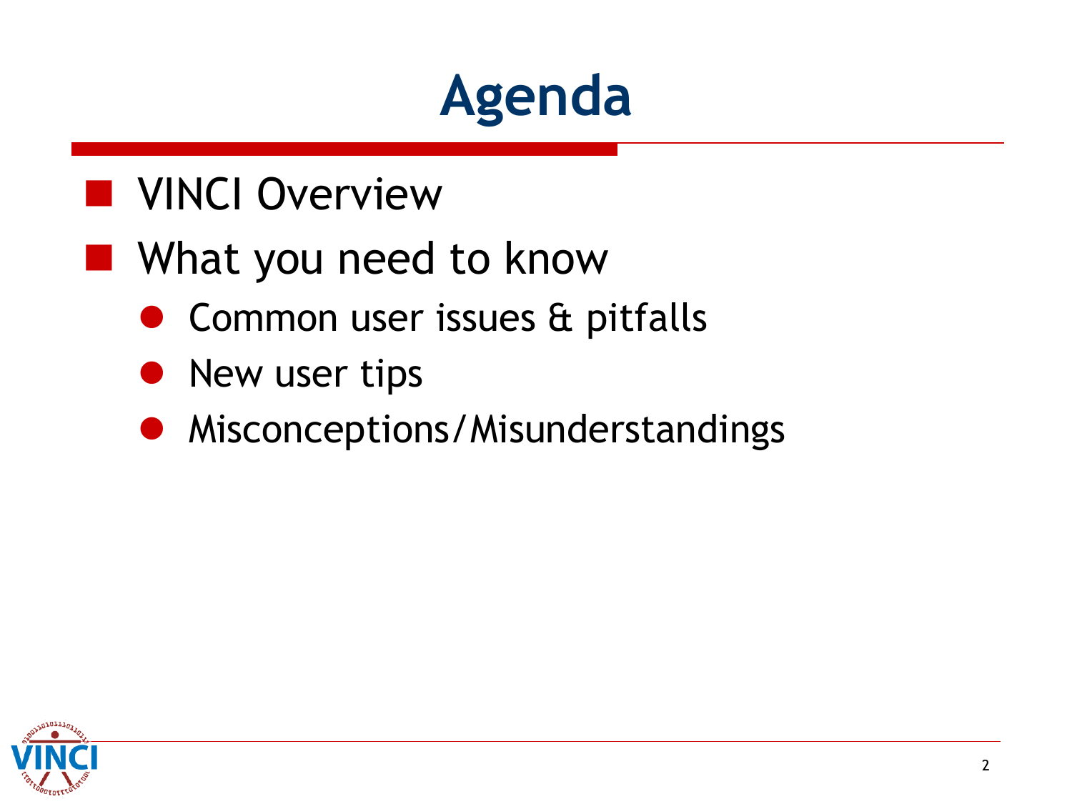# Agenda

- VINCI Overview
- What you need to know
  - Common user issues & pitfalls
  - New user tips
  - Misconceptions/Misunderstandings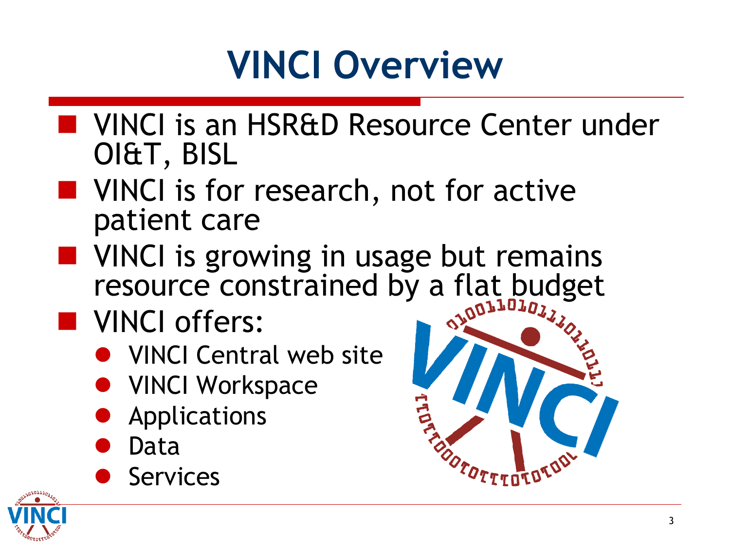# VINCI Overview

- VINCI is an HSR&D Resource Center under OI&T, BISL
- VINCI is for research, not for active patient care
- VINCI is growing in usage but remains resource constrained by a flat budget
- VINCI offers:
  - VINCI Central web site
  - VINCI Workspace
  - Applications
  - Data
  - Services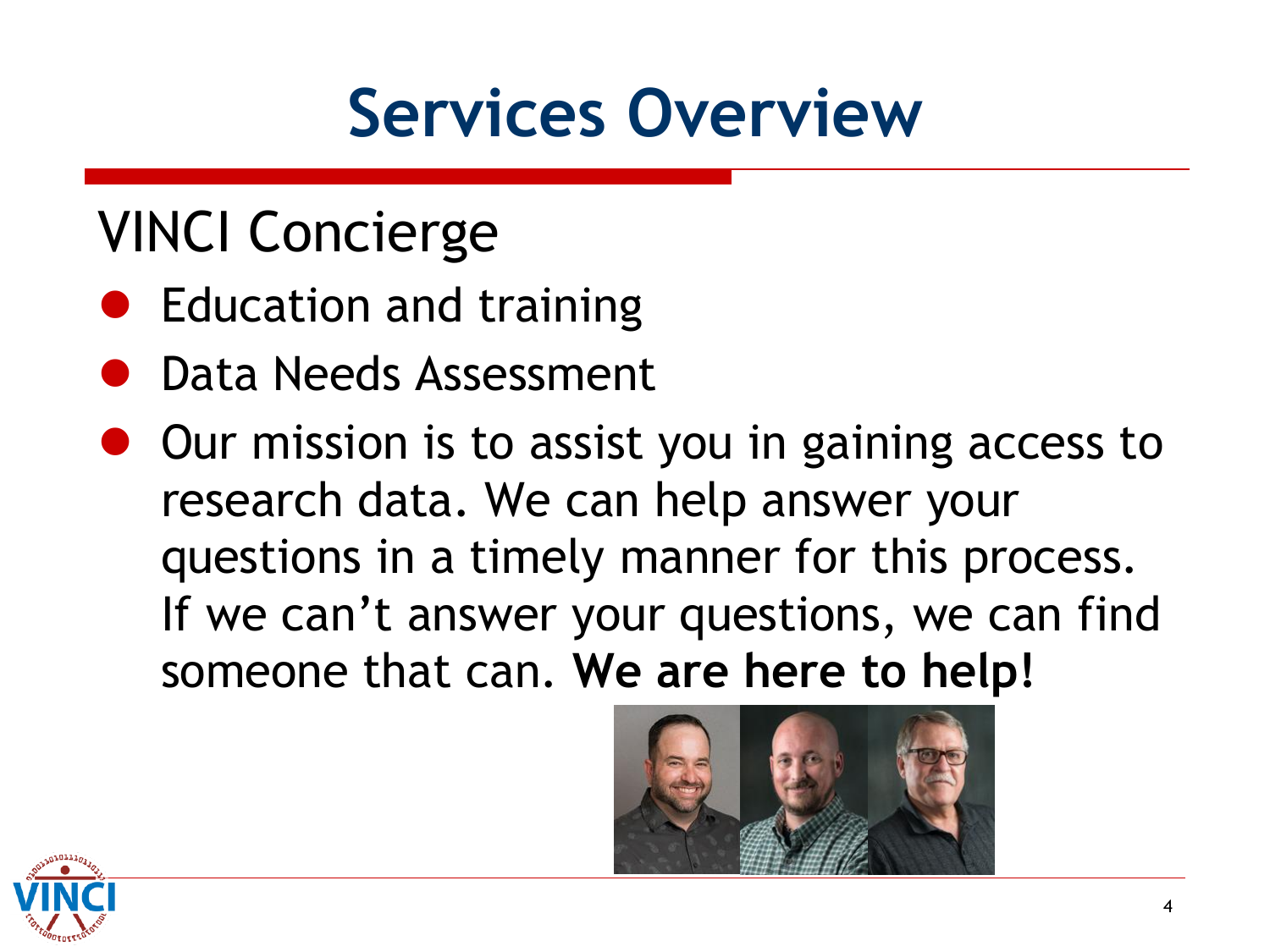# Services Overview

## VINCI Concierge

- Education and training
- Data Needs Assessment
- Our mission is to assist you in gaining access to research data. We can help answer your questions in a timely manner for this process. If we can't answer your questions, we can find someone that can. **We are here to help!**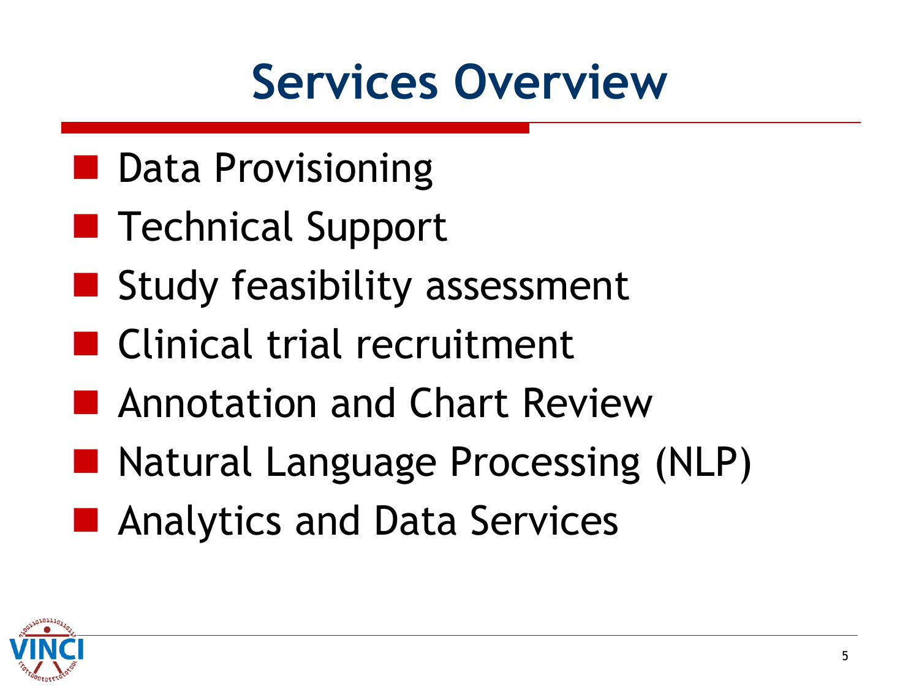# Services Overview

- Data Provisioning
- Technical Support
- Study feasibility assessment
- Clinical trial recruitment
- Annotation and Chart Review
- Natural Language Processing (NLP)
- Analytics and Data Services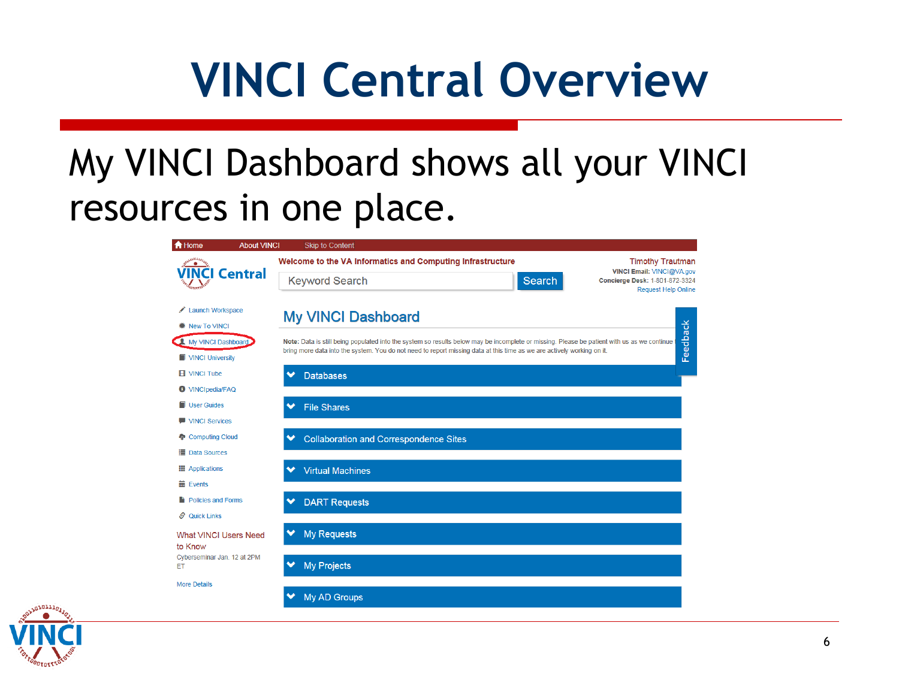# VINCI Central Overview

My VINCI Dashboard shows all your VINCI resources in one place.

Home | About VINCI | Skip to Content

VINCI Central

Welcome to the VA Informatics and Computing Infrastructure

Keyword Search | Search

Timothy Trautman
VINCI Email: VINCI@VA.gov
Concierge Desk: 1-801-872-3324
Request Help Online

- Launch Workspace
- New To VINCI
- My VINCI Dashboard
- VINCI University
- VINCI Tube
- VINCIpedia/FAQ
- User Guides
- VINCI Services
- Computing Cloud
- Data Sources
- Applications
- Events
- Policies and Forms
- Quick Links

What VINCI Users Need to Know
Cyberseminar Jan. 12 at 2PM ET
More Details

## My VINCI Dashboard

**Note:** Data is still being populated into the system so results below may be incomplete or missing. Please be patient with us as we continue to bring more data into the system. You do not need to report missing data at this time as we are actively working on it.

- Databases
- File Shares
- Collaboration and Correspondence Sites
- Virtual Machines
- DART Requests
- My Requests
- My Projects
- My AD Groups

Feedback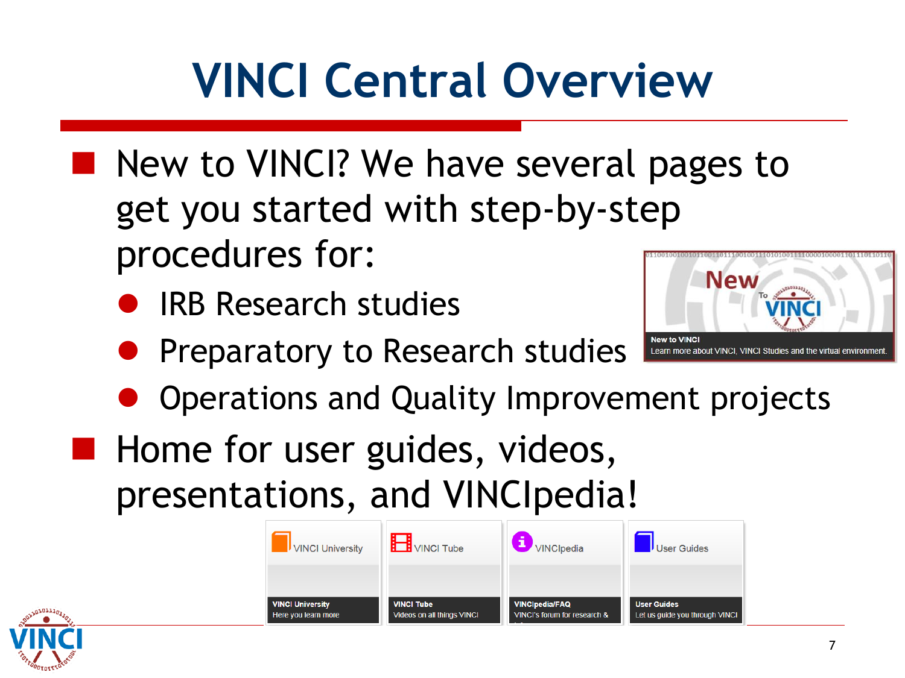# VINCI Central Overview

- New to VINCI? We have several pages to get you started with step-by-step procedures for:
  - IRB Research studies
  - Preparatory to Research studies
  - Operations and Quality Improvement projects
- Home for user guides, videos, presentations, and VINCIpedia!

New To VINCI

New to VINCI
Learn more about VINCI, VINCI Studies and the virtual environment.

| VINCI University | VINCI Tube | VINCIpedia | User Guides |
|---|---|---|---|
| VINCI University<br>Here you learn more | VINCI Tube<br>Videos on all things VINCI | VINCIpedia/FAQ<br>VINCI's forum for research & | User Guides<br>Let us guide you through VINCI |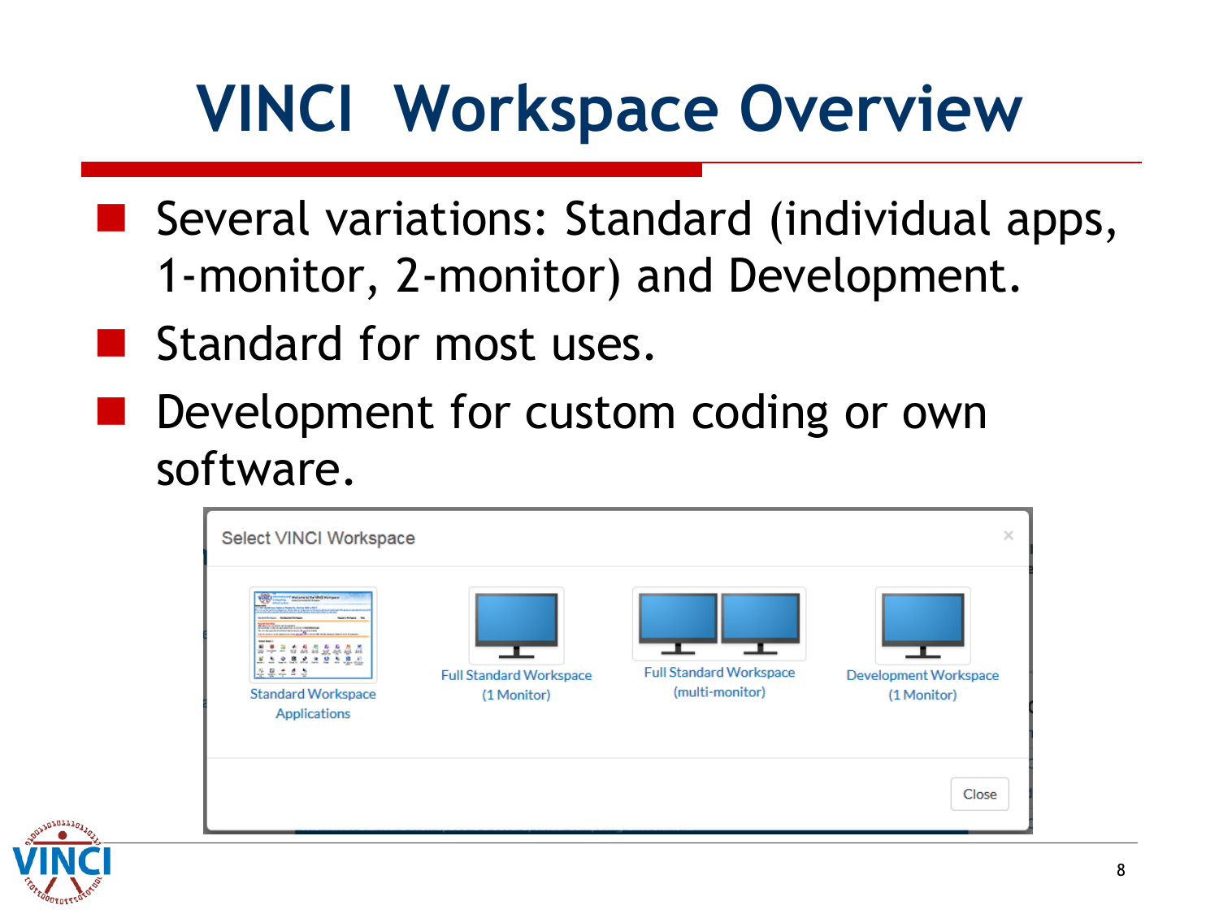# VINCI Workspace Overview

- Several variations: Standard (individual apps, 1-monitor, 2-monitor) and Development.
- Standard for most uses.
- Development for custom coding or own software.

Select VINCI Workspace

Standard Workspace Applications | Full Standard Workspace (1 Monitor) | Full Standard Workspace (multi-monitor) | Development Workspace (1 Monitor)

Close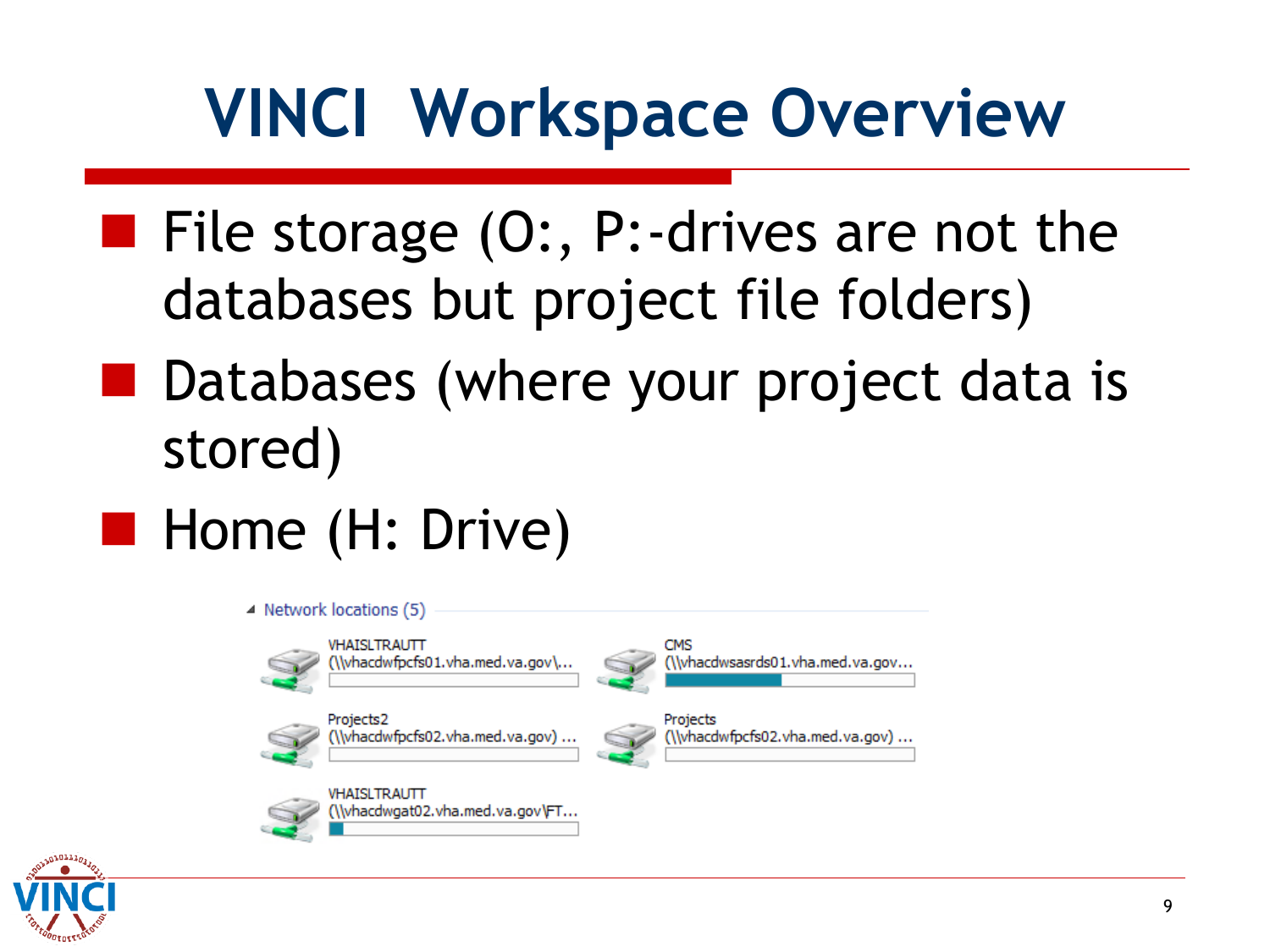# VINCI Workspace Overview

- File storage (O:, P:-drives are not the databases but project file folders)
- Databases (where your project data is stored)
- Home (H: Drive)

Network locations (5)

VHAISLTRAUTT (\\vhacdwfpcfs01.vha.med.va.gov\...

CMS (\\vhacdwsasrds01.vha.med.va.gov...

Projects2 (\\vhacdwfpcfs02.vha.med.va.gov) ...

Projects (\\vhacdwfpcfs02.vha.med.va.gov) ...

VHAISLTRAUTT (\\vhacdwgat02.vha.med.va.gov\FT...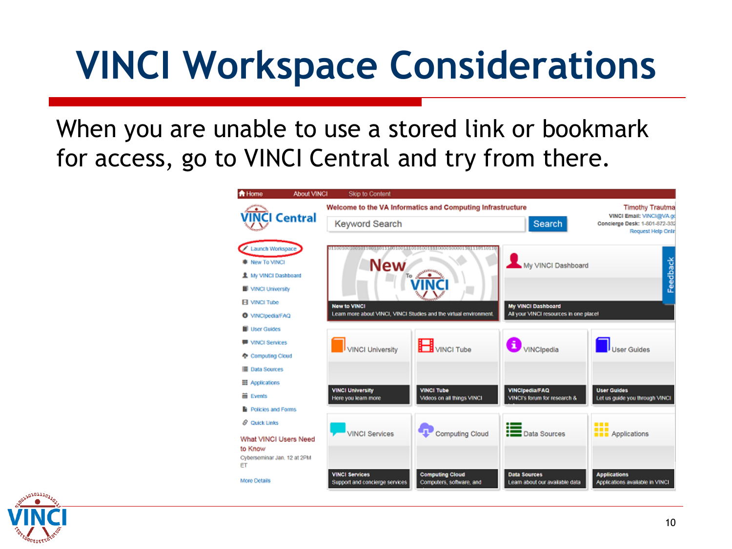# VINCI Workspace Considerations

When you are unable to use a stored link or bookmark for access, go to VINCI Central and try from there.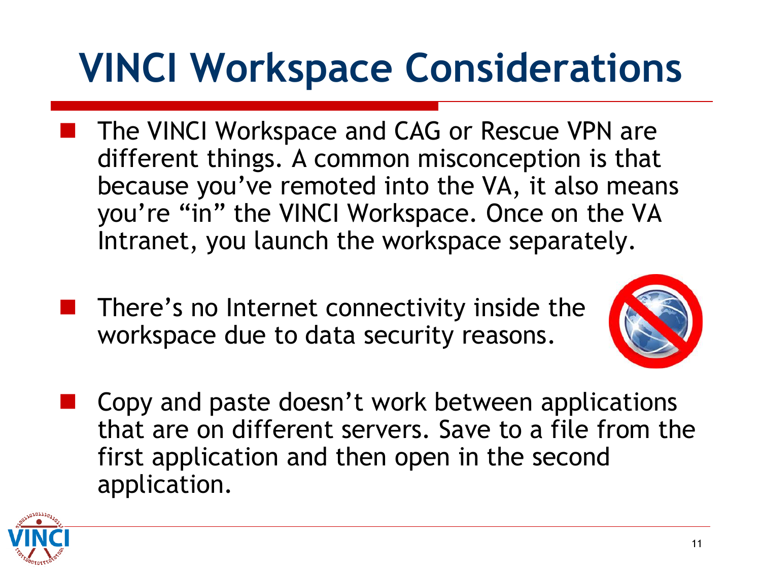# VINCI Workspace Considerations

- The VINCI Workspace and CAG or Rescue VPN are different things. A common misconception is that because you've remoted into the VA, it also means you're "in" the VINCI Workspace. Once on the VA Intranet, you launch the workspace separately.
- There's no Internet connectivity inside the workspace due to data security reasons.
- Copy and paste doesn't work between applications that are on different servers. Save to a file from the first application and then open in the second application.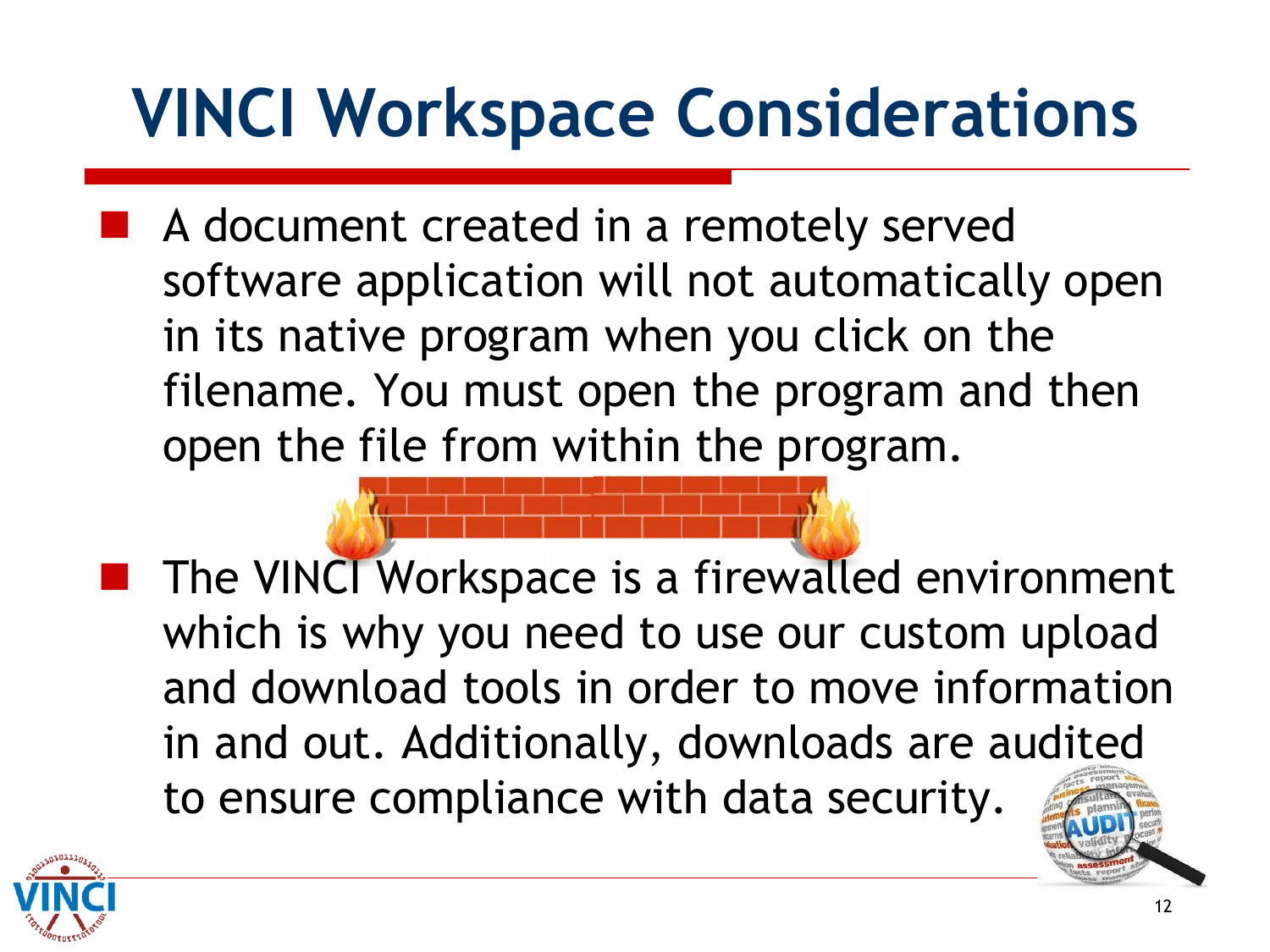# VINCI Workspace Considerations

- A document created in a remotely served software application will not automatically open in its native program when you click on the filename. You must open the program and then open the file from within the program.
- The VINCI Workspace is a firewalled environment which is why you need to use our custom upload and download tools in order to move information in and out. Additionally, downloads are audited to ensure compliance with data security.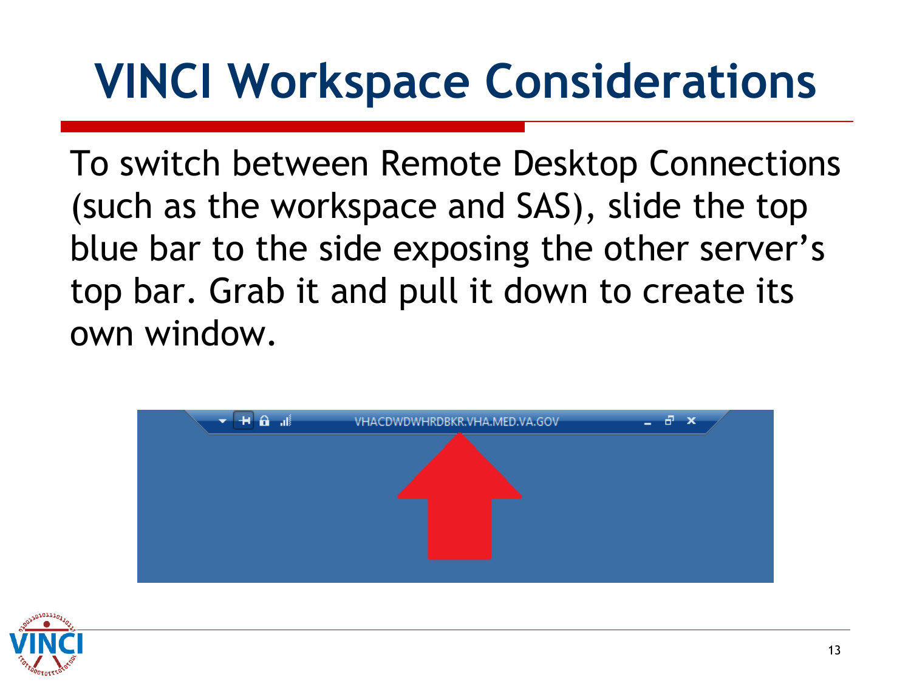# VINCI Workspace Considerations

To switch between Remote Desktop Connections (such as the workspace and SAS), slide the top blue bar to the side exposing the other server's top bar. Grab it and pull it down to create its own window.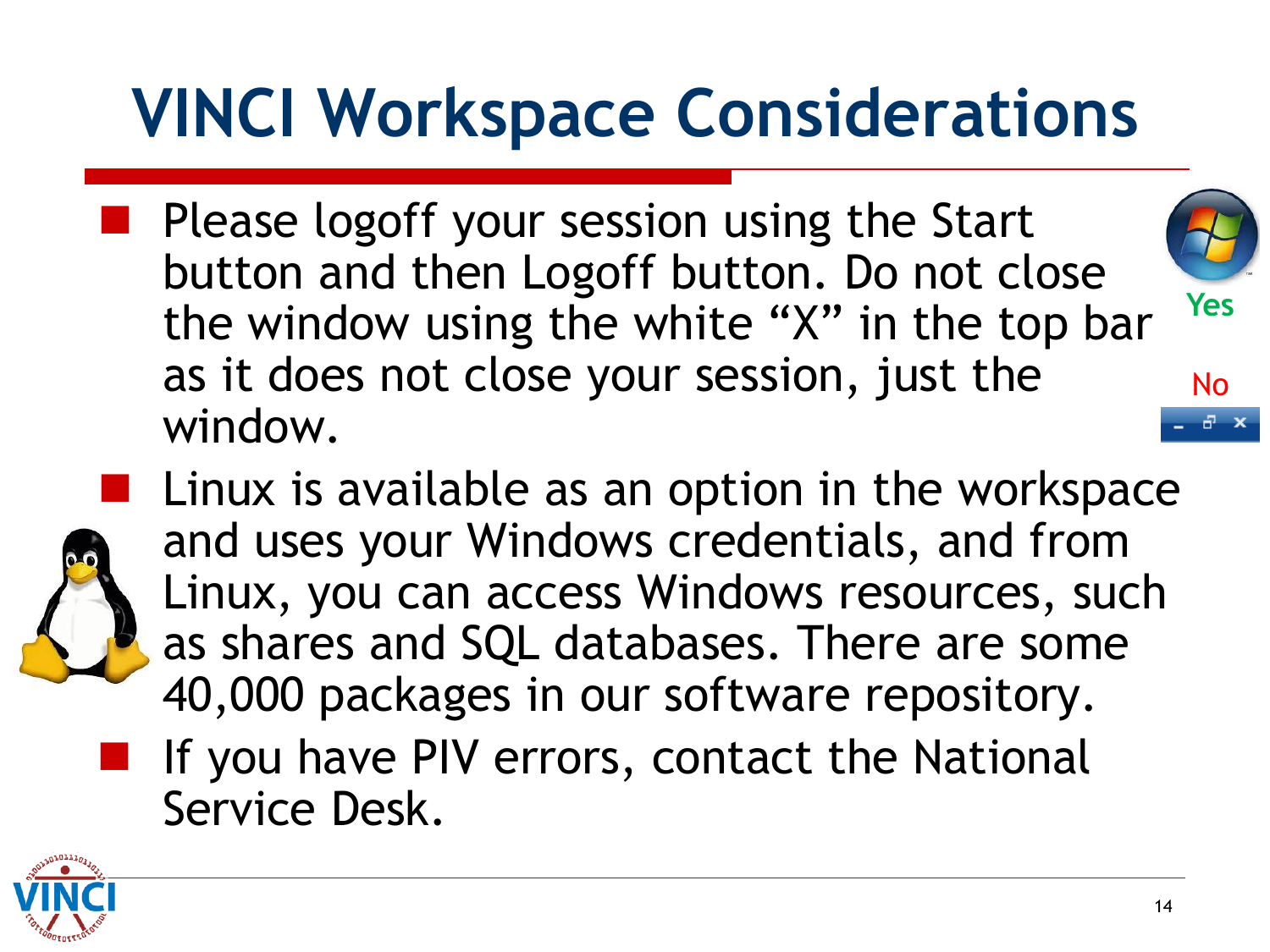# VINCI Workspace Considerations

- Please logoff your session using the Start button and then Logoff button. Do not close the window using the white “X” in the top bar as it does not close your session, just the window.

  Yes

  No

- Linux is available as an option in the workspace and uses your Windows credentials, and from Linux, you can access Windows resources, such as shares and SQL databases. There are some 40,000 packages in our software repository.
- If you have PIV errors, contact the National Service Desk.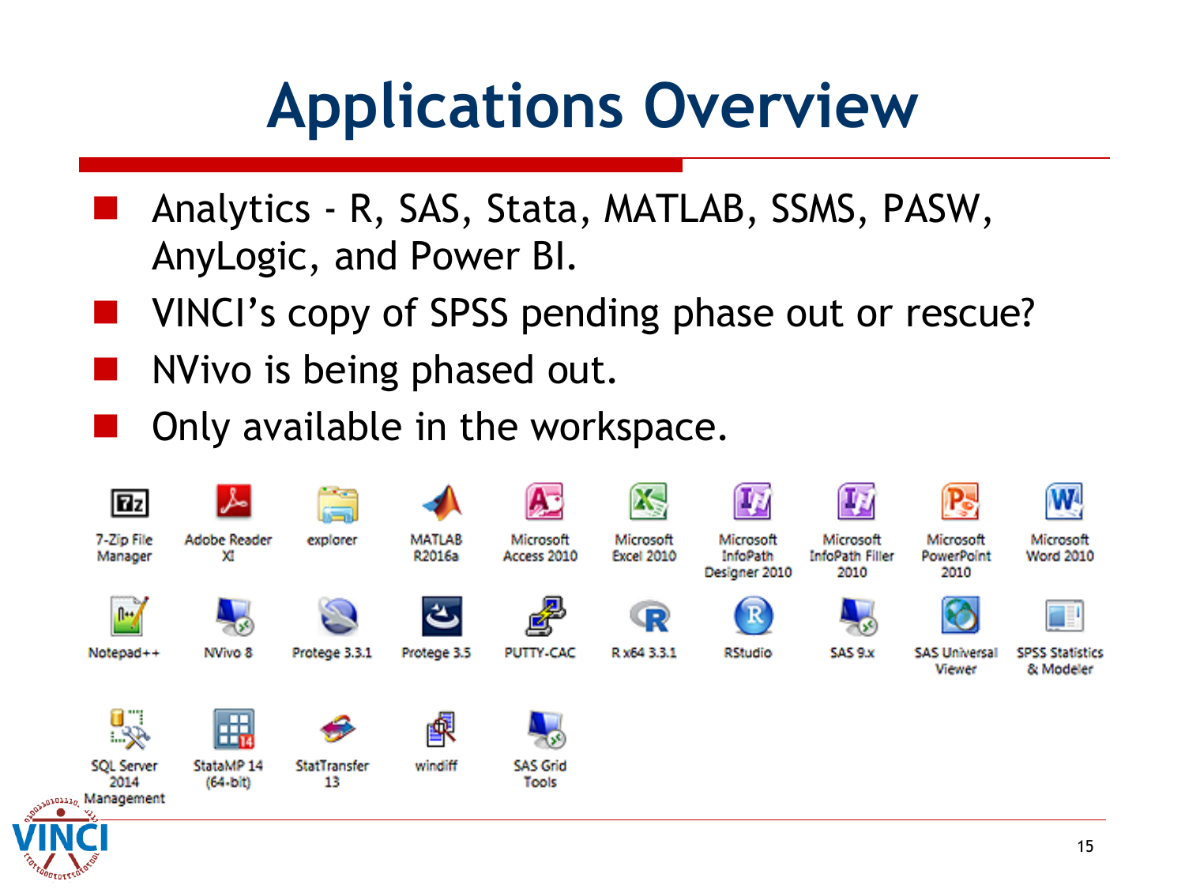# Applications Overview

- Analytics - R, SAS, Stata, MATLAB, SSMS, PASW, AnyLogic, and Power BI.
- VINCI's copy of SPSS pending phase out or rescue?
- NVivo is being phased out.
- Only available in the workspace.

7-Zip File Manager · Adobe Reader XI · explorer · MATLAB R2016a · Microsoft Access 2010 · Microsoft Excel 2010 · Microsoft InfoPath Designer 2010 · Microsoft InfoPath Filler 2010 · Microsoft PowerPoint 2010 · Microsoft Word 2010 · Notepad++ · NVivo 8 · Protege 3.3.1 · Protege 3.5 · PUTTY-CAC · R x64 3.3.1 · RStudio · SAS 9.x · SAS Universal Viewer · SPSS Statistics & Modeler · SQL Server 2014 Management · StataMP 14 (64-bit) · StatTransfer 13 · windiff · SAS Grid Tools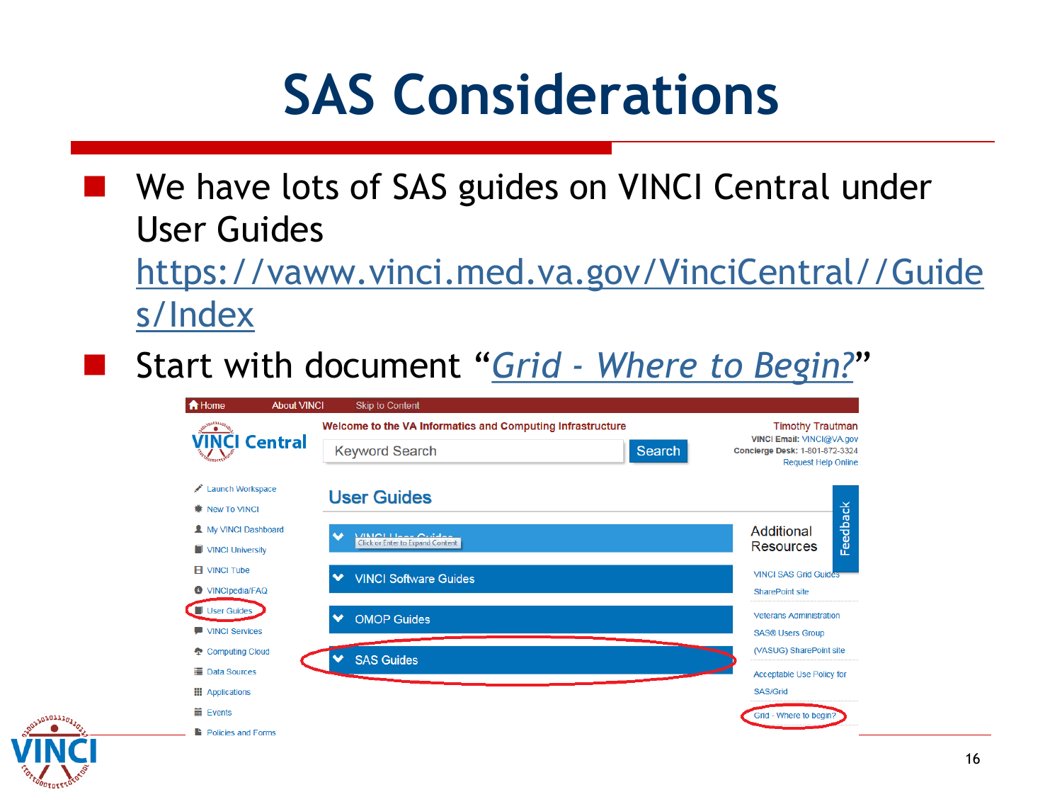# SAS Considerations

- We have lots of SAS guides on VINCI Central under User Guides https://vaww.vinci.med.va.gov/VinciCentral//Guides/Index
- Start with document "*Grid - Where to Begin?*"

Home | About VINCI | Skip to Content

VINCI Central

Welcome to the VA Informatics and Computing Infrastructure

Keyword Search | Search

Timothy Trautman
VINCI Email: VINCI@VA.gov
Concierge Desk: 1-801-872-3324
Request Help Online

- Launch Workspace
- New To VINCI
- My VINCI Dashboard
- VINCI University
- VINCI Tube
- VINCIpedia/FAQ
- User Guides
- VINCI Services
- Computing Cloud
- Data Sources
- Applications
- Events
- Policies and Forms

## User Guides

- VINCI User Guides (Click or Enter to Expand Content)
- VINCI Software Guides
- OMOP Guides
- SAS Guides

Additional Resources

- VINCI SAS Grid Guides SharePoint site
- Veterans Administration SAS® Users Group (VASUG) SharePoint site
- Acceptable Use Policy for SAS/Grid
- Grid - Where to begin?

Feedback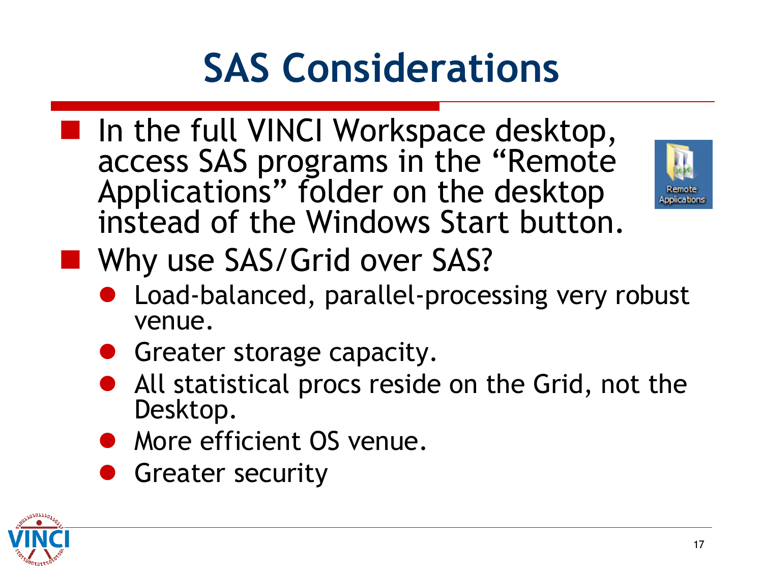# SAS Considerations

- In the full VINCI Workspace desktop, access SAS programs in the “Remote Applications” folder on the desktop instead of the Windows Start button.
- Why use SAS/Grid over SAS?
  - Load-balanced, parallel-processing very robust venue.
  - Greater storage capacity.
  - All statistical procs reside on the Grid, not the Desktop.
  - More efficient OS venue.
  - Greater security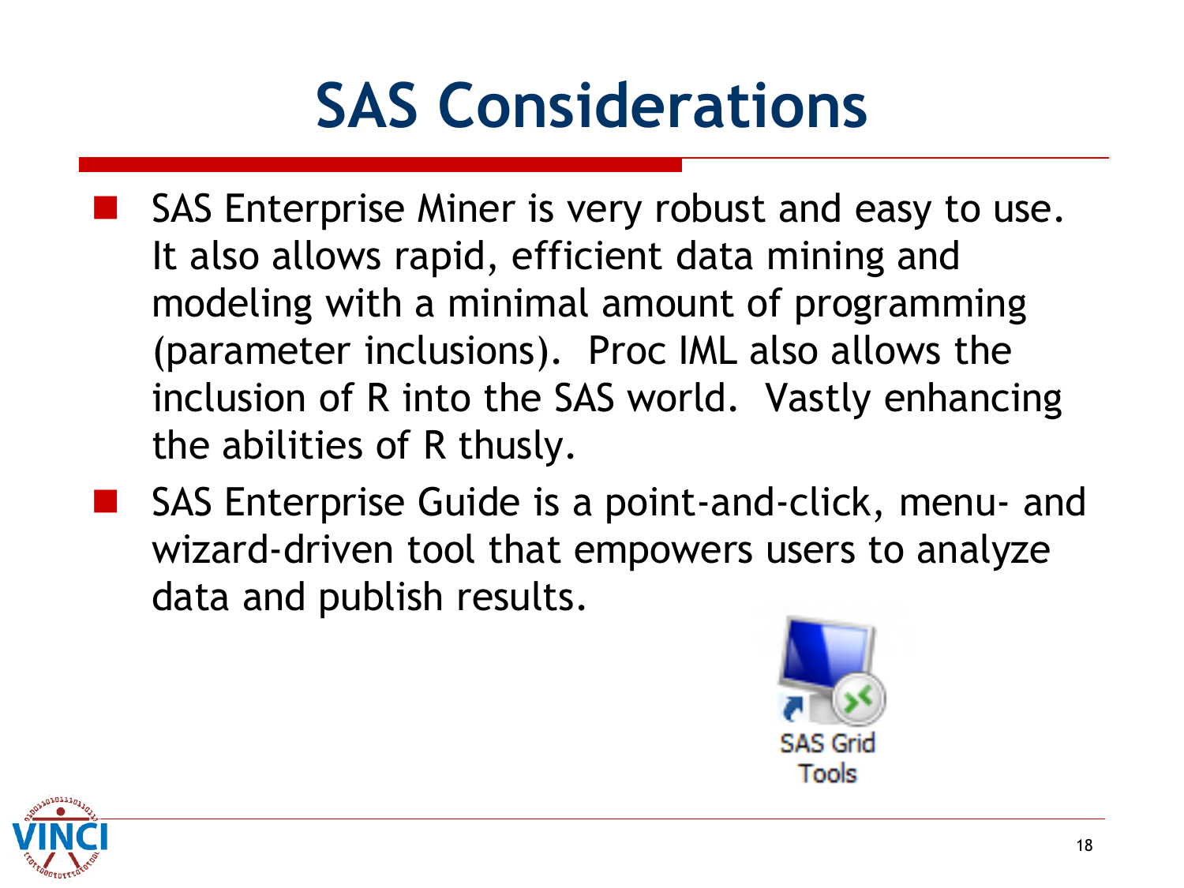# SAS Considerations

- SAS Enterprise Miner is very robust and easy to use. It also allows rapid, efficient data mining and modeling with a minimal amount of programming (parameter inclusions). Proc IML also allows the inclusion of R into the SAS world. Vastly enhancing the abilities of R thusly.
- SAS Enterprise Guide is a point-and-click, menu- and wizard-driven tool that empowers users to analyze data and publish results.

SAS Grid Tools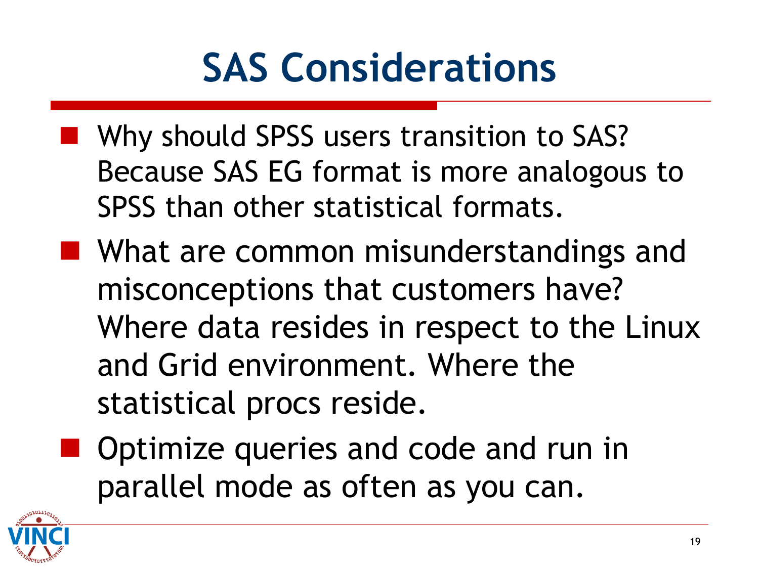# SAS Considerations

- Why should SPSS users transition to SAS? Because SAS EG format is more analogous to SPSS than other statistical formats.
- What are common misunderstandings and misconceptions that customers have? Where data resides in respect to the Linux and Grid environment. Where the statistical procs reside.
- Optimize queries and code and run in parallel mode as often as you can.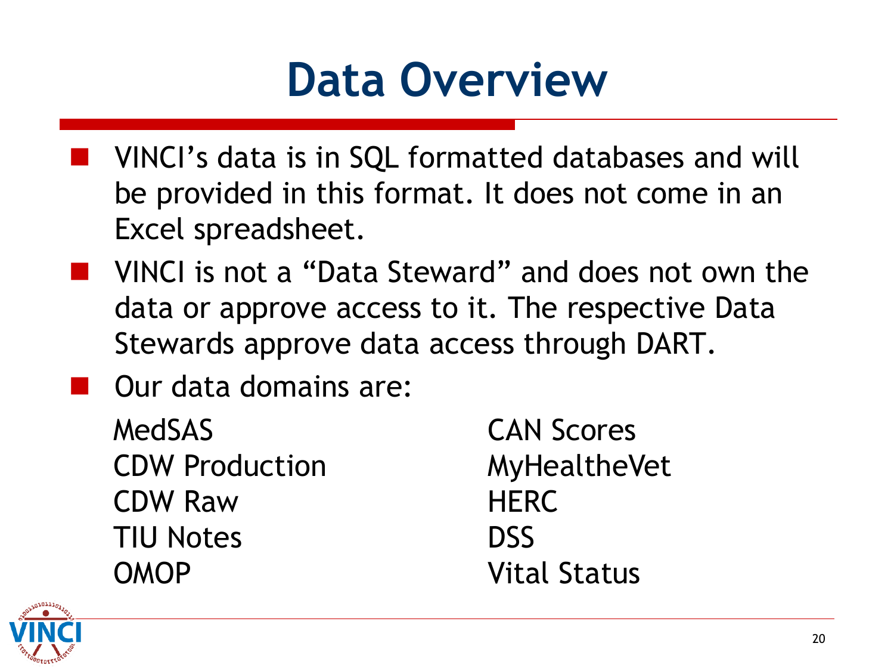# Data Overview

- VINCI's data is in SQL formatted databases and will be provided in this format. It does not come in an Excel spreadsheet.
- VINCI is not a "Data Steward" and does not own the data or approve access to it. The respective Data Stewards approve data access through DART.
- Our data domains are:

  MedSAS
  CDW Production
  CDW Raw
  TIU Notes
  OMOP
  CAN Scores
  MyHealtheVet
  HERC
  DSS
  Vital Status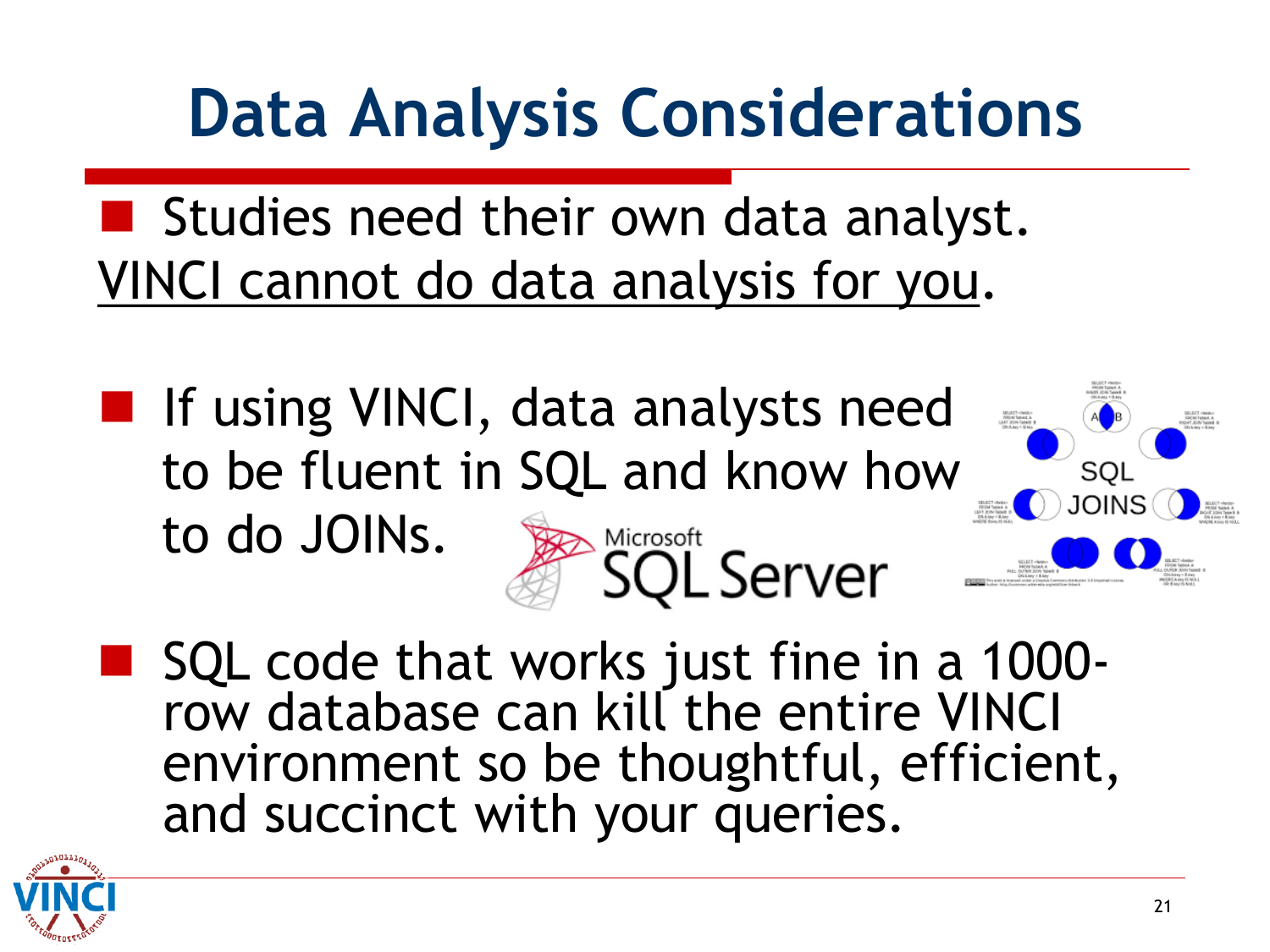# Data Analysis Considerations

- Studies need their own data analyst. VINCI cannot do data analysis for you.

- If using VINCI, data analysts need to be fluent in SQL and know how to do JOINs.

- SQL code that works just fine in a 1000-row database can kill the entire VINCI environment so be thoughtful, efficient, and succinct with your queries.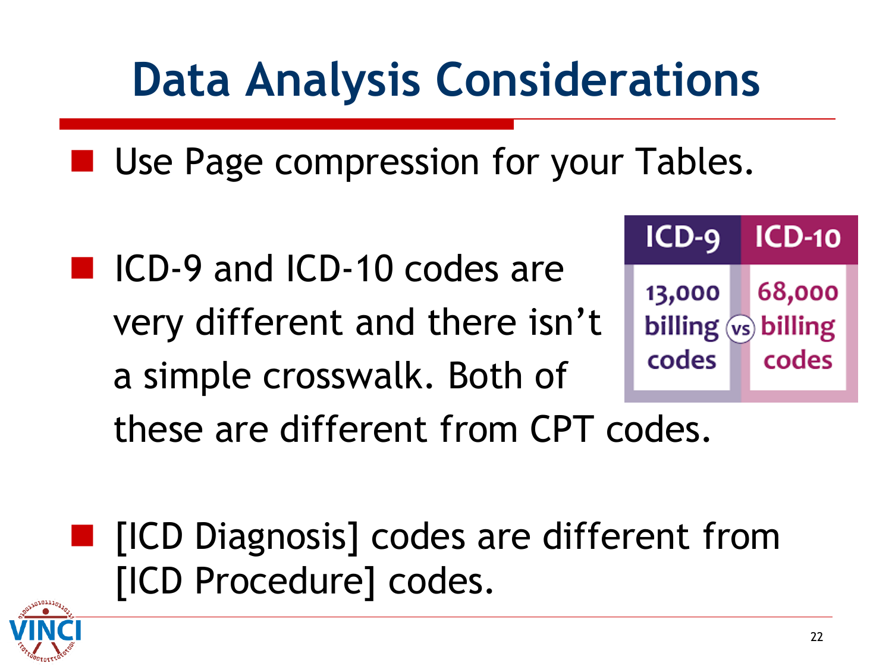# Data Analysis Considerations

- Use Page compression for your Tables.

- ICD-9 and ICD-10 codes are very different and there isn't a simple crosswalk. Both of these are different from CPT codes.

| ICD-9 | | ICD-10 |
|---|---|---|
| 13,000 billing codes | vs | 68,000 billing codes |

- [ICD Diagnosis] codes are different from [ICD Procedure] codes.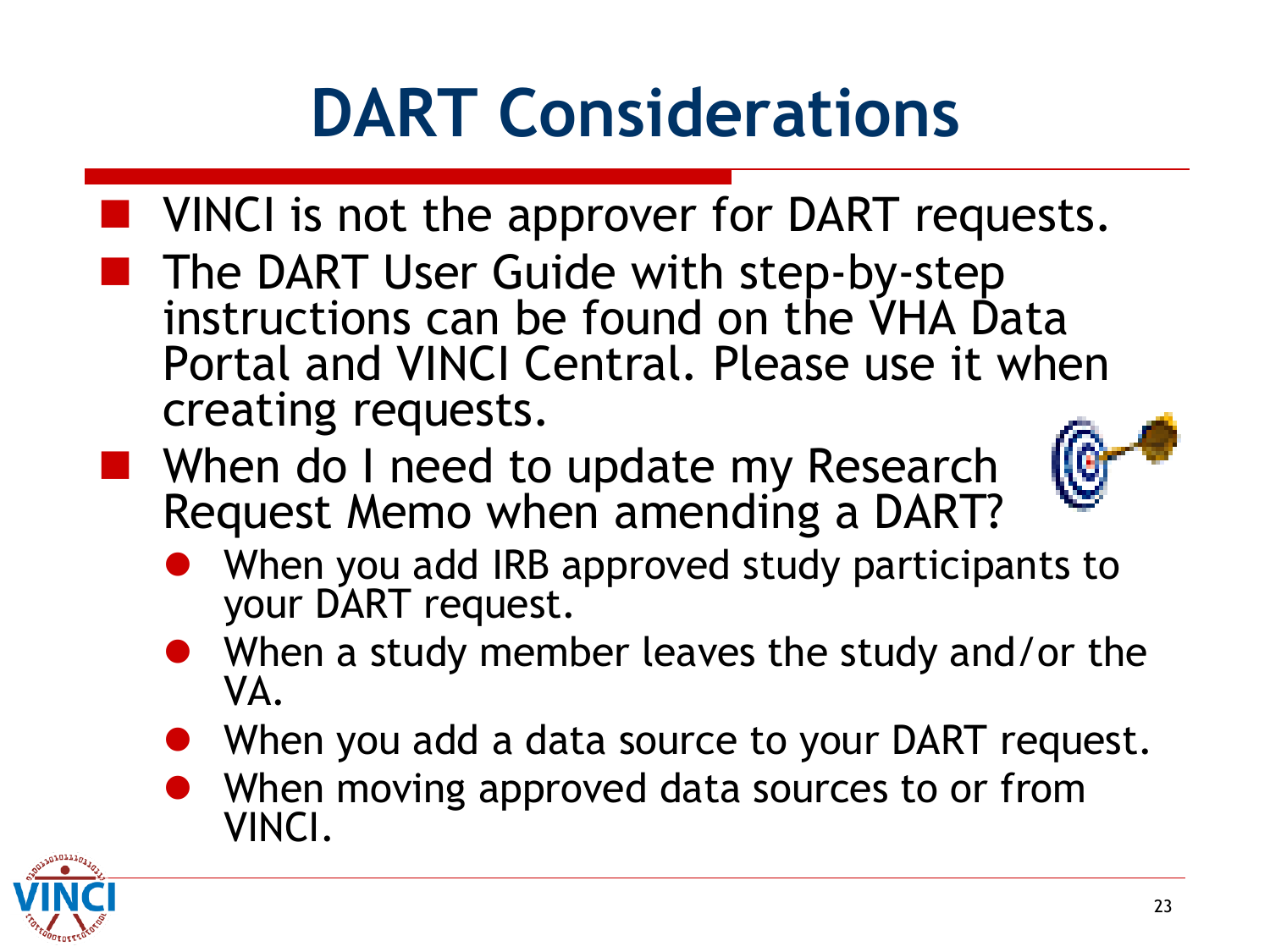# DART Considerations

- VINCI is not the approver for DART requests.
- The DART User Guide with step-by-step instructions can be found on the VHA Data Portal and VINCI Central. Please use it when creating requests.
- When do I need to update my Research Request Memo when amending a DART?
  - When you add IRB approved study participants to your DART request.
  - When a study member leaves the study and/or the VA.
  - When you add a data source to your DART request.
  - When moving approved data sources to or from VINCI.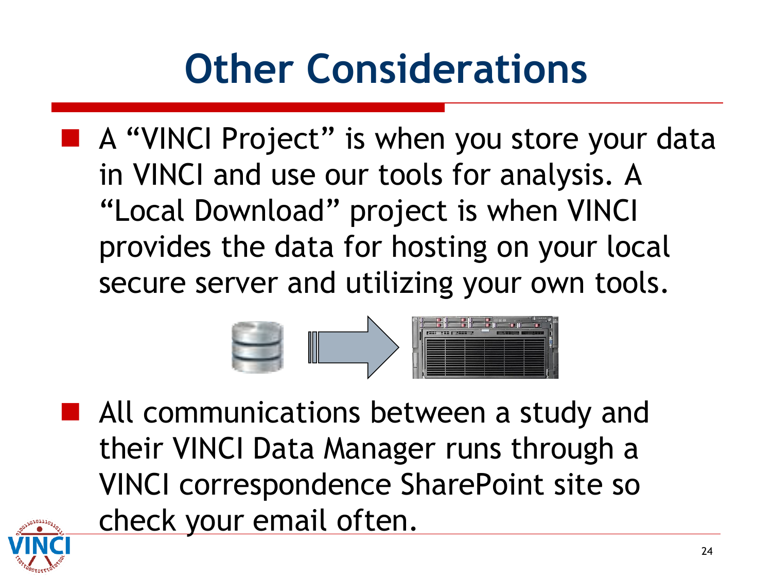# Other Considerations

- A "VINCI Project" is when you store your data in VINCI and use our tools for analysis. A "Local Download" project is when VINCI provides the data for hosting on your local secure server and utilizing your own tools.

- All communications between a study and their VINCI Data Manager runs through a VINCI correspondence SharePoint site so check your email often.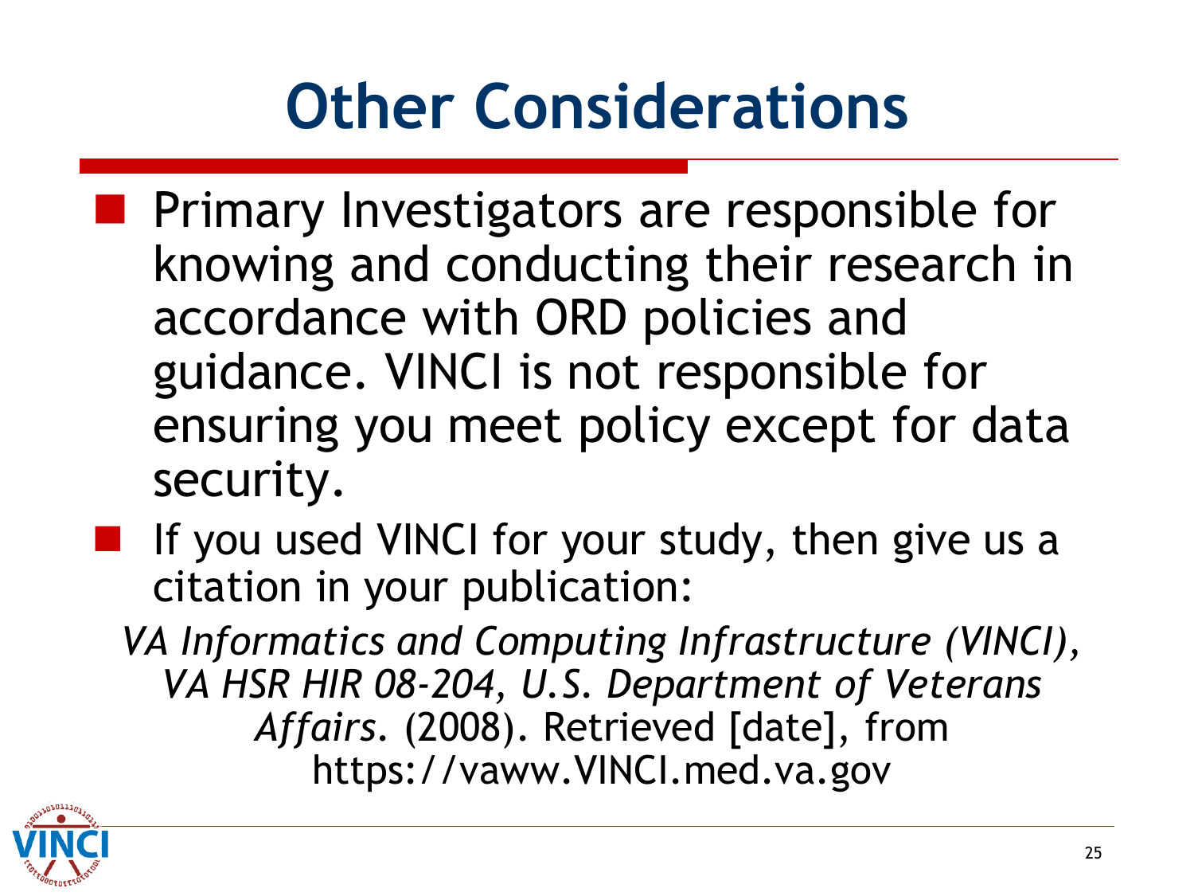# Other Considerations

- Primary Investigators are responsible for knowing and conducting their research in accordance with ORD policies and guidance. VINCI is not responsible for ensuring you meet policy except for data security.
- If you used VINCI for your study, then give us a citation in your publication:

*VA Informatics and Computing Infrastructure (VINCI), VA HSR HIR 08-204, U.S. Department of Veterans Affairs*. (2008). Retrieved [date], from https://vaww.VINCI.med.va.gov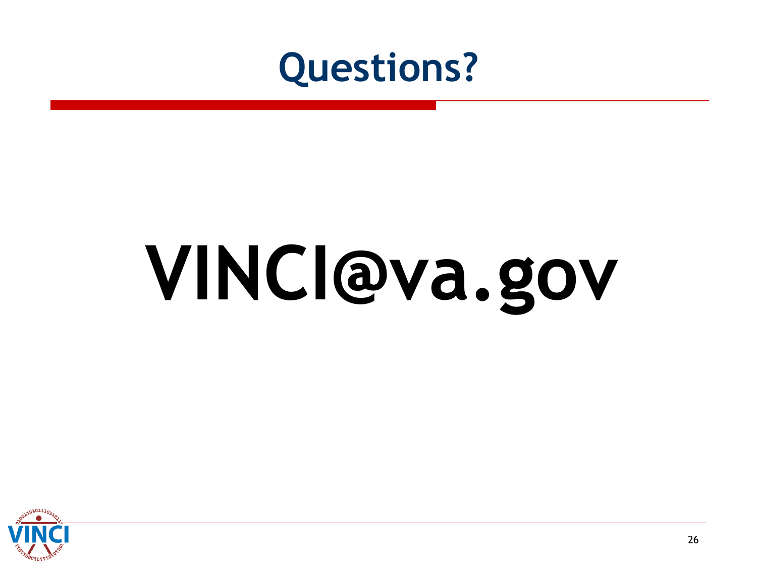# Questions?

**VINCI@va.gov**